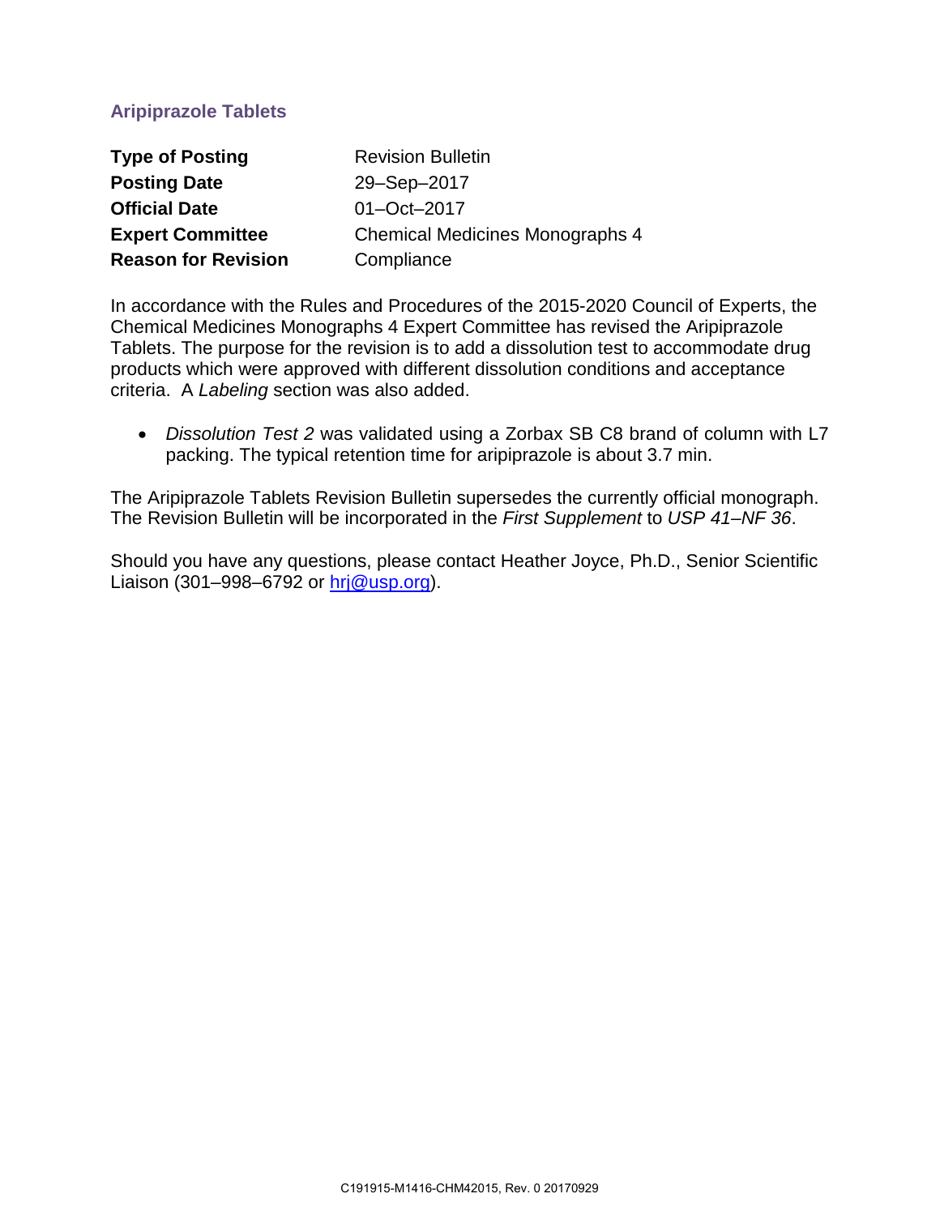## Aripiprazole Tablets

| | |
|---|---|
| **Type of Posting** | Revision Bulletin |
| **Posting Date** | 29–Sep–2017 |
| **Official Date** | 01–Oct–2017 |
| **Expert Committee** | Chemical Medicines Monographs 4 |
| **Reason for Revision** | Compliance |

In accordance with the Rules and Procedures of the 2015-2020 Council of Experts, the Chemical Medicines Monographs 4 Expert Committee has revised the Aripiprazole Tablets. The purpose for the revision is to add a dissolution test to accommodate drug products which were approved with different dissolution conditions and acceptance criteria. A *Labeling* section was also added.

- *Dissolution Test 2* was validated using a Zorbax SB C8 brand of column with L7 packing. The typical retention time for aripiprazole is about 3.7 min.

The Aripiprazole Tablets Revision Bulletin supersedes the currently official monograph. The Revision Bulletin will be incorporated in the *First Supplement* to *USP 41–NF 36*.

Should you have any questions, please contact Heather Joyce, Ph.D., Senior Scientific Liaison (301–998–6792 or hrj@usp.org).

C191915-M1416-CHM42015, Rev. 0 20170929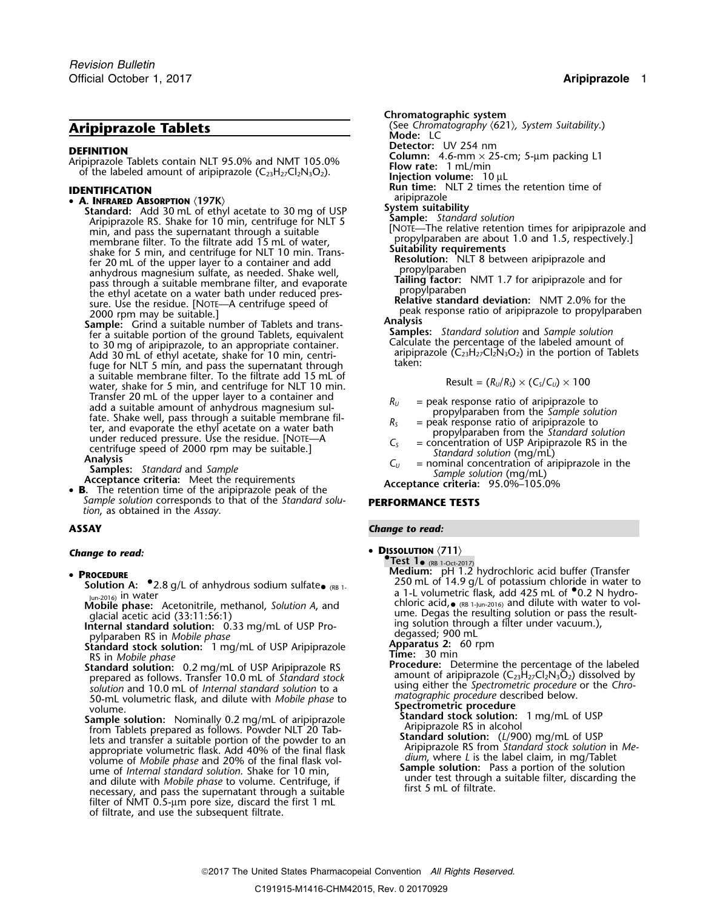# Aripiprazole Tablets

**DEFINITION**

Aripiprazole Tablets contain NLT 95.0% and NMT 105.0% of the labeled amount of aripiprazole ($C_{23}H_{27}Cl_2N_3O_2$).

**IDENTIFICATION**

- **A. Infrared Absorption ⟨197K⟩**

  **Standard:** Add 30 mL of ethyl acetate to 30 mg of USP Aripiprazole RS. Shake for 10 min, centrifuge for NLT 5 min, and pass the supernatant through a suitable membrane filter. To the filtrate add 15 mL of water, shake for 5 min, and centrifuge for NLT 10 min. Transfer 20 mL of the upper layer to a container and add anhydrous magnesium sulfate, as needed. Shake well, pass through a suitable membrane filter, and evaporate the ethyl acetate on a water bath under reduced pressure. Use the residue. [Note—A centrifuge speed of 2000 rpm may be suitable.]

  **Sample:** Grind a suitable number of Tablets and transfer a suitable portion of the ground Tablets, equivalent to 30 mg of aripiprazole, to an appropriate container. Add 30 mL of ethyl acetate, shake for 10 min, centrifuge for NLT 5 min, and pass the supernatant through a suitable membrane filter. To the filtrate add 15 mL of water, shake for 5 min, and centrifuge for NLT 10 min. Transfer 20 mL of the upper layer to a container and add a suitable amount of anhydrous magnesium sulfate. Shake well, pass through a suitable membrane filter, and evaporate the ethyl acetate on a water bath under reduced pressure. Use the residue. [Note—A centrifuge speed of 2000 rpm may be suitable.]

  **Analysis**

  **Samples:** *Standard* and *Sample*

  **Acceptance criteria:** Meet the requirements

- **B.** The retention time of the aripiprazole peak of the *Sample solution* corresponds to that of the *Standard solution*, as obtained in the *Assay*.

**ASSAY**

***Change to read:***

- **Procedure**

  **Solution A:** •2.8 g/L of anhydrous sodium sulfate• (RB 1-Jun-2016) in water

  **Mobile phase:** Acetonitrile, methanol, *Solution A*, and glacial acetic acid (33:11:56:1)

  **Internal standard solution:** 0.33 mg/mL of USP Propylparaben RS in *Mobile phase*

  **Standard stock solution:** 1 mg/mL of USP Aripiprazole RS in *Mobile phase*

  **Standard solution:** 0.2 mg/mL of USP Aripiprazole RS prepared as follows. Transfer 10.0 mL of *Standard stock solution* and 10.0 mL of *Internal standard solution* to a 50-mL volumetric flask, and dilute with *Mobile phase* to volume.

  **Sample solution:** Nominally 0.2 mg/mL of aripiprazole from Tablets prepared as follows. Powder NLT 20 Tablets and transfer a suitable portion of the powder to an appropriate volumetric flask. Add 40% of the final flask volume of *Mobile phase* and 20% of the final flask volume of *Internal standard solution*. Shake for 10 min, and dilute with *Mobile phase* to volume. Centrifuge, if necessary, and pass the supernatant through a suitable filter of NMT 0.5-µm pore size, discard the first 1 mL of filtrate, and use the subsequent filtrate.

  **Chromatographic system**

  (See *Chromatography* ⟨621⟩, *System Suitability*.)

  **Mode:** LC

  **Detector:** UV 254 nm

  **Column:** 4.6-mm × 25-cm; 5-µm packing L1

  **Flow rate:** 1 mL/min

  **Injection volume:** 10 µL

  **Run time:** NLT 2 times the retention time of aripiprazole

  **System suitability**

  **Sample:** *Standard solution*

  [Note—The relative retention times for aripiprazole and propylparaben are about 1.0 and 1.5, respectively.]

  **Suitability requirements**

  **Resolution:** NLT 8 between aripiprazole and propylparaben

  **Tailing factor:** NMT 1.7 for aripiprazole and for propylparaben

  **Relative standard deviation:** NMT 2.0% for the peak response ratio of aripiprazole to propylparaben

  **Analysis**

  **Samples:** *Standard solution* and *Sample solution*

  Calculate the percentage of the labeled amount of aripiprazole ($C_{23}H_{27}Cl_2N_3O_2$) in the portion of Tablets taken:

  $$\text{Result} = (R_U/R_S) \times (C_S/C_U) \times 100$$

  $R_U$ = peak response ratio of aripiprazole to propylparaben from the *Sample solution*

  $R_S$ = peak response ratio of aripiprazole to propylparaben from the *Standard solution*

  $C_S$ = concentration of USP Aripiprazole RS in the *Standard solution* (mg/mL)

  $C_U$ = nominal concentration of aripiprazole in the *Sample solution* (mg/mL)

  **Acceptance criteria:** 95.0%–105.0%

**PERFORMANCE TESTS**

***Change to read:***

- **Dissolution ⟨711⟩**

  •**Test 1**• (RB 1-Oct-2017)

  **Medium:** pH 1.2 hydrochloric acid buffer (Transfer 250 mL of 14.9 g/L of potassium chloride in water to a 1-L volumetric flask, add 425 mL of •0.2 N hydrochloric acid,• (RB 1-Jun-2016) and dilute with water to volume. Degas the resulting solution or pass the resulting solution through a filter under vacuum.), degassed; 900 mL

  **Apparatus 2:** 60 rpm

  **Time:** 30 min

  **Procedure:** Determine the percentage of the labeled amount of aripiprazole ($C_{23}H_{27}Cl_2N_3O_2$) dissolved by using either the *Spectrometric procedure* or the *Chromatographic procedure* described below.

  **Spectrometric procedure**

  **Standard stock solution:** 1 mg/mL of USP Aripiprazole RS in alcohol

  **Standard solution:** ($L$/900) mg/mL of USP Aripiprazole RS from *Standard stock solution* in *Medium*, where $L$ is the label claim, in mg/Tablet

  **Sample solution:** Pass a portion of the solution under test through a suitable filter, discarding the first 5 mL of filtrate.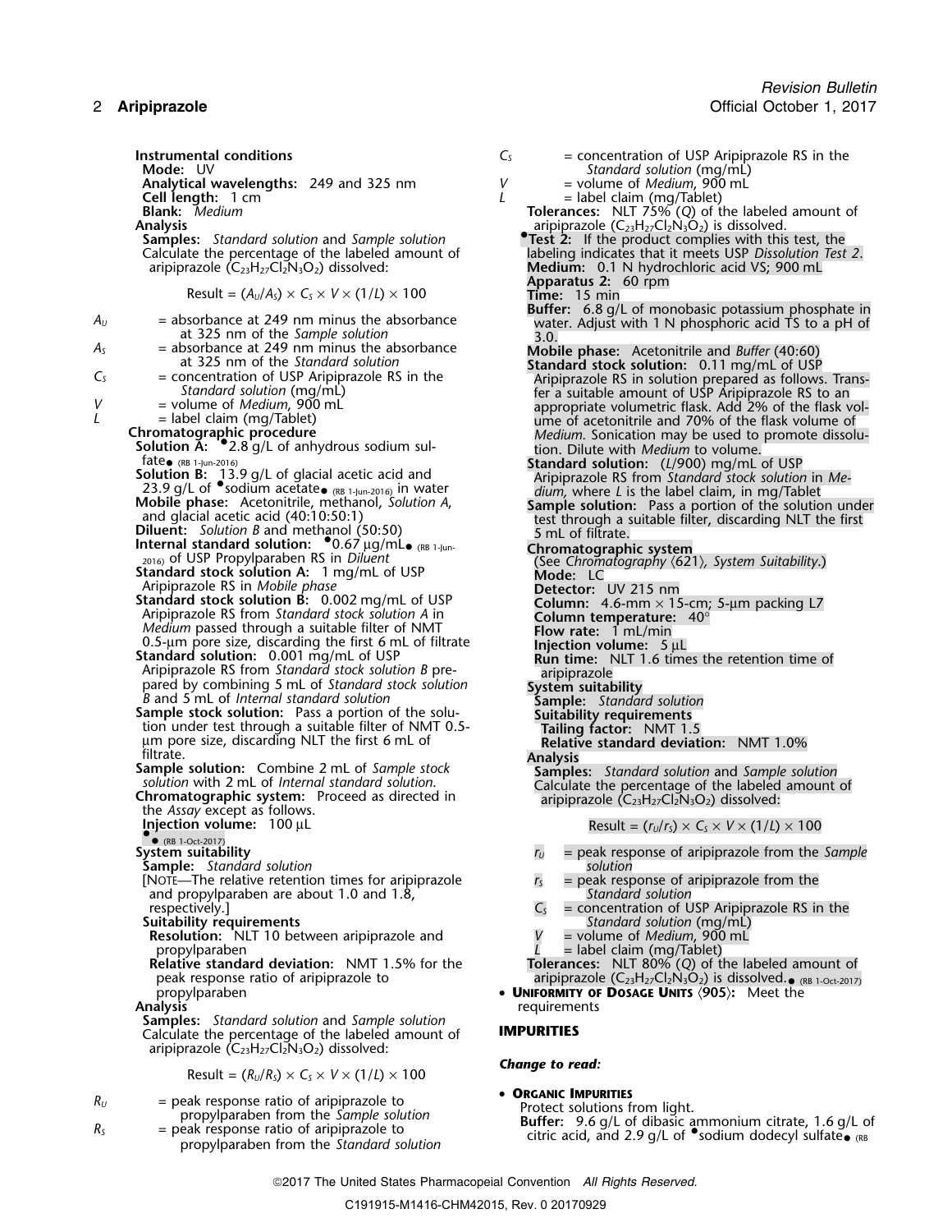**Instrumental conditions**

**Mode:** UV

**Analytical wavelengths:** 249 and 325 nm

**Cell length:** 1 cm

**Blank:** *Medium*

**Analysis**

**Samples:** *Standard solution* and *Sample solution*

Calculate the percentage of the labeled amount of aripiprazole ($C_{23}H_{27}Cl_2N_3O_2$) dissolved:

$$\text{Result} = (A_U/A_S) \times C_S \times V \times (1/L) \times 100$$

$A_U$ = absorbance at 249 nm minus the absorbance at 325 nm of the *Sample solution*

$A_S$ = absorbance at 249 nm minus the absorbance at 325 nm of the *Standard solution*

$C_S$ = concentration of USP Aripiprazole RS in the *Standard solution* (mg/mL)

$V$ = volume of *Medium*, 900 mL

$L$ = label claim (mg/Tablet)

**Chromatographic procedure**

**Solution A:** •2.8 g/L of anhydrous sodium sulfate• (RB 1-Jun-2016)

**Solution B:** 13.9 g/L of glacial acetic acid and 23.9 g/L of •sodium acetate• (RB 1-Jun-2016) in water

**Mobile phase:** Acetonitrile, methanol, *Solution A*, and glacial acetic acid (40:10:50:1)

**Diluent:** *Solution B* and methanol (50:50)

**Internal standard solution:** •0.67 µg/mL• (RB 1-Jun-2016) of USP Propylparaben RS in *Diluent*

**Standard stock solution A:** 1 mg/mL of USP Aripiprazole RS in *Mobile phase*

**Standard stock solution B:** 0.002 mg/mL of USP Aripiprazole RS from *Standard stock solution A* in *Medium* passed through a suitable filter of NMT 0.5-µm pore size, discarding the first 6 mL of filtrate

**Standard solution:** 0.001 mg/mL of USP Aripiprazole RS from *Standard stock solution B* prepared by combining 5 mL of *Standard stock solution B* and 5 mL of *Internal standard solution*

**Sample stock solution:** Pass a portion of the solution under test through a suitable filter of NMT 0.5-µm pore size, discarding NLT the first 6 mL of filtrate.

**Sample solution:** Combine 2 mL of *Sample stock solution* with 2 mL of *Internal standard solution.*

**Chromatographic system:** Proceed as directed in the *Assay* except as follows.

**Injection volume:** 100 µL

•• (RB 1-Oct-2017)

**System suitability**

**Sample:** *Standard solution*

[NOTE—The relative retention times for aripiprazole and propylparaben are about 1.0 and 1.8, respectively.]

**Suitability requirements**

**Resolution:** NLT 10 between aripiprazole and propylparaben

**Relative standard deviation:** NMT 1.5% for the peak response ratio of aripiprazole to propylparaben

**Analysis**

**Samples:** *Standard solution* and *Sample solution*

Calculate the percentage of the labeled amount of aripiprazole ($C_{23}H_{27}Cl_2N_3O_2$) dissolved:

$$\text{Result} = (R_U/R_S) \times C_S \times V \times (1/L) \times 100$$

$R_U$ = peak response ratio of aripiprazole to propylparaben from the *Sample solution*

$R_S$ = peak response ratio of aripiprazole to propylparaben from the *Standard solution*

$C_S$ = concentration of USP Aripiprazole RS in the *Standard solution* (mg/mL)

$V$ = volume of *Medium*, 900 mL

$L$ = label claim (mg/Tablet)

**Tolerances:** NLT 75% (*Q*) of the labeled amount of aripiprazole ($C_{23}H_{27}Cl_2N_3O_2$) is dissolved.

•**Test 2:** If the product complies with this test, the labeling indicates that it meets USP *Dissolution Test 2*.

**Medium:** 0.1 N hydrochloric acid VS; 900 mL

**Apparatus 2:** 60 rpm

**Time:** 15 min

**Buffer:** 6.8 g/L of monobasic potassium phosphate in water. Adjust with 1 N phosphoric acid TS to a pH of 3.0.

**Mobile phase:** Acetonitrile and *Buffer* (40:60)

**Standard stock solution:** 0.11 mg/mL of USP Aripiprazole RS in solution prepared as follows. Transfer a suitable amount of USP Aripiprazole RS to an appropriate volumetric flask. Add 2% of the flask volume of acetonitrile and 70% of the flask volume of *Medium.* Sonication may be used to promote dissolution. Dilute with *Medium* to volume.

**Standard solution:** (*L*/900) mg/mL of USP Aripiprazole RS from *Standard stock solution* in *Medium*, where *L* is the label claim, in mg/Tablet

**Sample solution:** Pass a portion of the solution under test through a suitable filter, discarding NLT the first 5 mL of filtrate.

**Chromatographic system**

(See *Chromatography* ⟨621⟩, *System Suitability*.)

**Mode:** LC

**Detector:** UV 215 nm

**Column:** 4.6-mm × 15-cm; 5-µm packing L7

**Column temperature:** 40°

**Flow rate:** 1 mL/min

**Injection volume:** 5 µL

**Run time:** NLT 1.6 times the retention time of aripiprazole

**System suitability**

**Sample:** *Standard solution*

**Suitability requirements**

**Tailing factor:** NMT 1.5

**Relative standard deviation:** NMT 1.0%

**Analysis**

**Samples:** *Standard solution* and *Sample solution*

Calculate the percentage of the labeled amount of aripiprazole ($C_{23}H_{27}Cl_2N_3O_2$) dissolved:

$$\text{Result} = (r_U/r_S) \times C_S \times V \times (1/L) \times 100$$

$r_U$ = peak response of aripiprazole from the *Sample solution*

$r_S$ = peak response of aripiprazole from the *Standard solution*

$C_S$ = concentration of USP Aripiprazole RS in the *Standard solution* (mg/mL)

$V$ = volume of *Medium*, 900 mL

$L$ = label claim (mg/Tablet)

**Tolerances:** NLT 80% (*Q*) of the labeled amount of aripiprazole ($C_{23}H_{27}Cl_2N_3O_2$) is dissolved.• (RB 1-Oct-2017)

- **UNIFORMITY OF DOSAGE UNITS ⟨905⟩:** Meet the requirements

## IMPURITIES

***Change to read:***

- **ORGANIC IMPURITIES**

Protect solutions from light.

**Buffer:** 9.6 g/L of dibasic ammonium citrate, 1.6 g/L of citric acid, and 2.9 g/L of •sodium dodecyl sulfate• (RB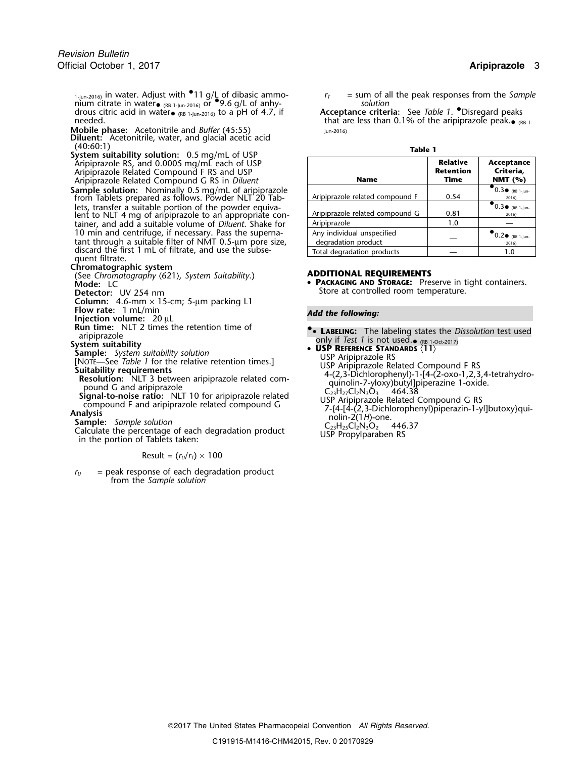1-Jun-2016) in water. Adjust with •11 g/L of dibasic ammonium citrate in water• (RB 1-Jun-2016) or •9.6 g/L of anhydrous citric acid in water• (RB 1-Jun-2016) to a pH of 4.7, if needed.

**Mobile phase:** Acetonitrile and *Buffer* (45:55)

**Diluent:** Acetonitrile, water, and glacial acetic acid (40:60:1)

**System suitability solution:** 0.5 mg/mL of USP Aripiprazole RS, and 0.0005 mg/mL each of USP Aripiprazole Related Compound F RS and USP Aripiprazole Related Compound G RS in *Diluent*

**Sample solution:** Nominally 0.5 mg/mL of aripiprazole from Tablets prepared as follows. Powder NLT 20 Tablets, transfer a suitable portion of the powder equivalent to NLT 4 mg of aripiprazole to an appropriate container, and add a suitable volume of *Diluent*. Shake for 10 min and centrifuge, if necessary. Pass the supernatant through a suitable filter of NMT 0.5-µm pore size, discard the first 1 mL of filtrate, and use the subsequent filtrate.

**Chromatographic system**

(See *Chromatography* ⟨621⟩, *System Suitability*.)

**Mode:** LC

**Detector:** UV 254 nm

**Column:** 4.6-mm × 15-cm; 5-µm packing L1

**Flow rate:** 1 mL/min

**Injection volume:** 20 µL

**Run time:** NLT 2 times the retention time of aripiprazole

**System suitability**

**Sample:** *System suitability solution*

[NOTE—See *Table 1* for the relative retention times.]

**Suitability requirements**

**Resolution:** NLT 3 between aripiprazole related compound G and aripiprazole

**Signal-to-noise ratio:** NLT 10 for aripiprazole related compound F and aripiprazole related compound G

**Analysis**

**Sample:** *Sample solution*

Calculate the percentage of each degradation product in the portion of Tablets taken:

$$\text{Result} = (r_U/r_T) \times 100$$

$r_U$ = peak response of each degradation product from the *Sample solution*

$r_T$ = sum of all the peak responses from the *Sample solution*

**Acceptance criteria:** See *Table 1*. •Disregard peaks that are less than 0.1% of the aripiprazole peak.• (RB 1-Jun-2016)

**Table 1**

| Name | Relative Retention Time | Acceptance Criteria, NMT (%) |
|---|---|---|
| Aripiprazole related compound F | 0.54 | •0.3• (RB 1-Jun-2016) |
| Aripiprazole related compound G | 0.81 | •0.3• (RB 1-Jun-2016) |
| Aripiprazole | 1.0 | — |
| Any individual unspecified degradation product | — | •0.2• (RB 1-Jun-2016) |
| Total degradation products | — | 1.0 |

## ADDITIONAL REQUIREMENTS

- **PACKAGING AND STORAGE:** Preserve in tight containers. Store at controlled room temperature.

*Add the following:*

- •**LABELING:** The labeling states the *Dissolution* test used only if *Test 1* is not used.• (RB 1-Oct-2017)
- **USP REFERENCE STANDARDS** ⟨11⟩

USP Aripiprazole RS

USP Aripiprazole Related Compound F RS

4-(2,3-Dichlorophenyl)-1-[4-(2-oxo-1,2,3,4-tetrahydroquinolin-7-yloxy)butyl]piperazine 1-oxide.

$C_{23}H_{27}Cl_2N_3O_3$ 464.38

USP Aripiprazole Related Compound G RS

7-{4-[4-(2,3-Dichlorophenyl)piperazin-1-yl]butoxy}quinolin-2(1*H*)-one.

$C_{23}H_{25}Cl_2N_3O_2$ 446.37

USP Propylparaben RS